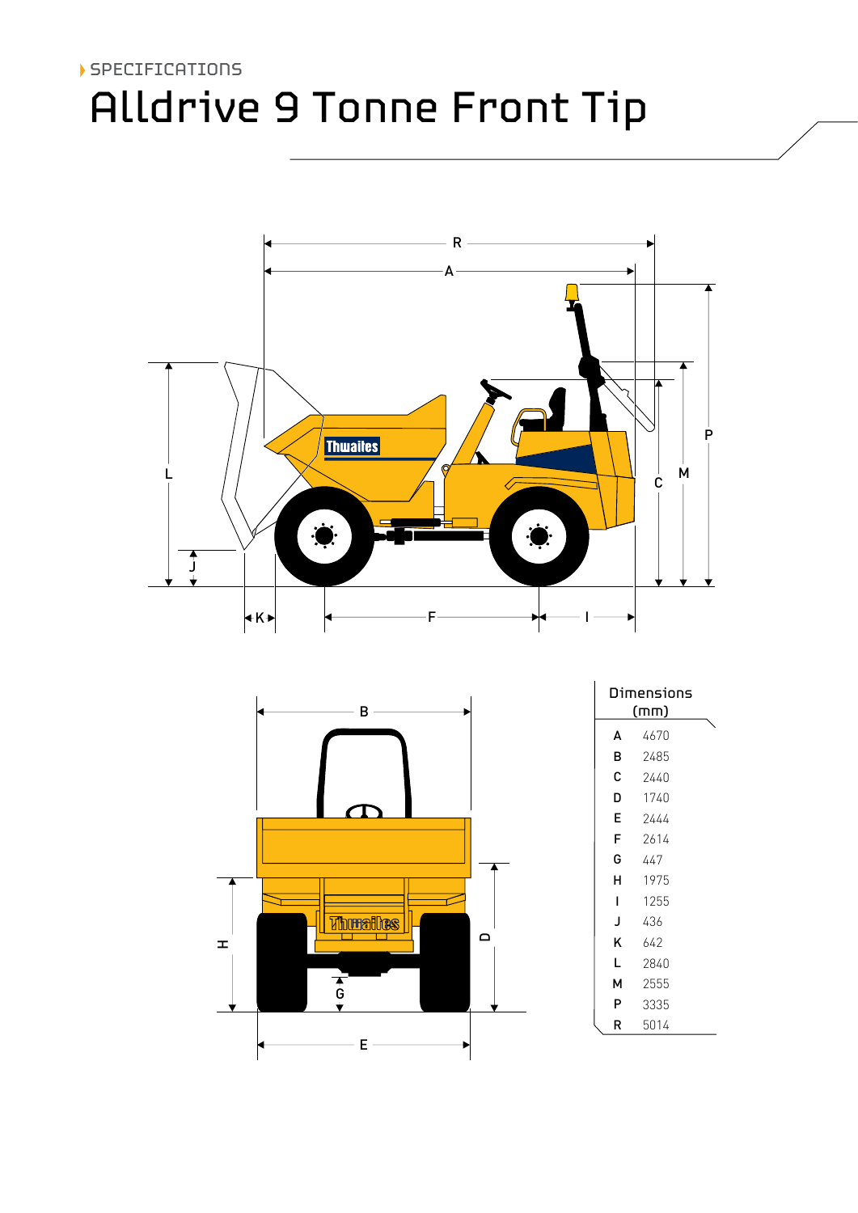SPECIFICATIONS

# Alldrive 9 Tonne Front Tip

| Dimensions (mm) | |
|---|---|
| A | 4670 |
| B | 2485 |
| C | 2440 |
| D | 1740 |
| E | 2444 |
| F | 2614 |
| G | 447 |
| H | 1975 |
| I | 1255 |
| J | 436 |
| K | 642 |
| L | 2840 |
| M | 2555 |
| P | 3335 |
| R | 5014 |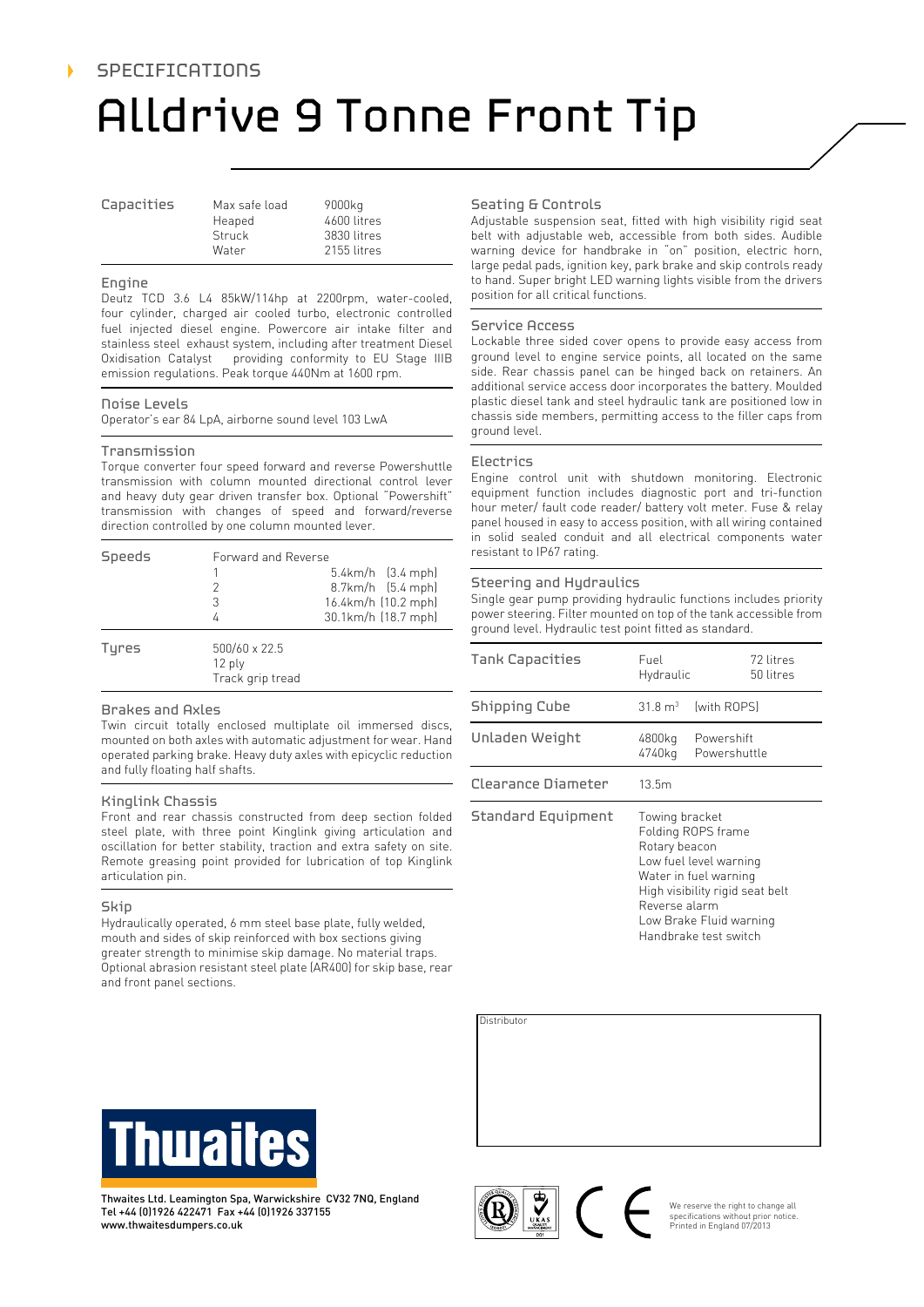SPECIFICATIONS

# Alldrive 9 Tonne Front Tip

## Capacities

| | | |
|---|---|---|
| Capacities | Max safe load | 9000kg |
| | Heaped | 4600 litres |
| | Struck | 3830 litres |
| | Water | 2155 litres |

### Engine

Deutz TCD 3.6 L4 85kW/114hp at 2200rpm, water-cooled, four cylinder, charged air cooled turbo, electronic controlled fuel injected diesel engine. Powercore air intake filter and stainless steel exhaust system, including after treatment Diesel Oxidisation Catalyst providing conformity to EU Stage IIIB emission regulations. Peak torque 440Nm at 1600 rpm.

### Noise Levels

Operator's ear 84 LpA, airborne sound level 103 LwA

### Transmission

Torque converter four speed forward and reverse Powershuttle transmission with column mounted directional control lever and heavy duty gear driven transfer box. Optional "Powershift" transmission with changes of speed and forward/reverse direction controlled by one column mounted lever.

## Speeds

| | | |
|---|---|---|
| Speeds | Forward and Reverse | |
| | 1 | 5.4km/h (3.4 mph) |
| | 2 | 8.7km/h (5.4 mph) |
| | 3 | 16.4km/h (10.2 mph) |
| | 4 | 30.1km/h (18.7 mph) |

## Tyres

500/60 x 22.5
12 ply
Track grip tread

### Brakes and Axles

Twin circuit totally enclosed multiplate oil immersed discs, mounted on both axles with automatic adjustment for wear. Hand operated parking brake. Heavy duty axles with epicyclic reduction and fully floating half shafts.

### Kinglink Chassis

Front and rear chassis constructed from deep section folded steel plate, with three point Kinglink giving articulation and oscillation for better stability, traction and extra safety on site. Remote greasing point provided for lubrication of top Kinglink articulation pin.

### Skip

Hydraulically operated, 6 mm steel base plate, fully welded, mouth and sides of skip reinforced with box sections giving greater strength to minimise skip damage. No material traps. Optional abrasion resistant steel plate (AR400) for skip base, rear and front panel sections.

### Seating & Controls

Adjustable suspension seat, fitted with high visibility rigid seat belt with adjustable web, accessible from both sides. Audible warning device for handbrake in "on" position, electric horn, large pedal pads, ignition key, park brake and skip controls ready to hand. Super bright LED warning lights visible from the drivers position for all critical functions.

### Service Access

Lockable three sided cover opens to provide easy access from ground level to engine service points, all located on the same side. Rear chassis panel can be hinged back on retainers. An additional service access door incorporates the battery. Moulded plastic diesel tank and steel hydraulic tank are positioned low in chassis side members, permitting access to the filler caps from ground level.

### Electrics

Engine control unit with shutdown monitoring. Electronic equipment function includes diagnostic port and tri-function hour meter/ fault code reader/ battery volt meter. Fuse & relay panel housed in easy to access position, with all wiring contained in solid sealed conduit and all electrical components water resistant to IP67 rating.

### Steering and Hydraulics

Single gear pump providing hydraulic functions includes priority power steering. Filter mounted on top of the tank accessible from ground level. Hydraulic test point fitted as standard.

| | | |
|---|---|---|
| Tank Capacities | Fuel | 72 litres |
| | Hydraulic | 50 litres |
| Shipping Cube | 31.8 m³ | (with ROPS) |
| Unladen Weight | 4800kg | Powershift |
| | 4740kg | Powershuttle |
| Clearance Diameter | 13.5m | |

## Standard Equipment

Towing bracket
Folding ROPS frame
Rotary beacon
Low fuel level warning
Water in fuel warning
High visibility rigid seat belt
Reverse alarm
Low Brake Fluid warning
Handbrake test switch

Distributor

Thwaites

Thwaites Ltd. Leamington Spa, Warwickshire CV32 7NQ, England
Tel +44 (0)1926 422471 Fax +44 (0)1926 337155
www.thwaitesdumpers.co.uk

We reserve the right to change all specifications without prior notice.
Printed in England 07/2013